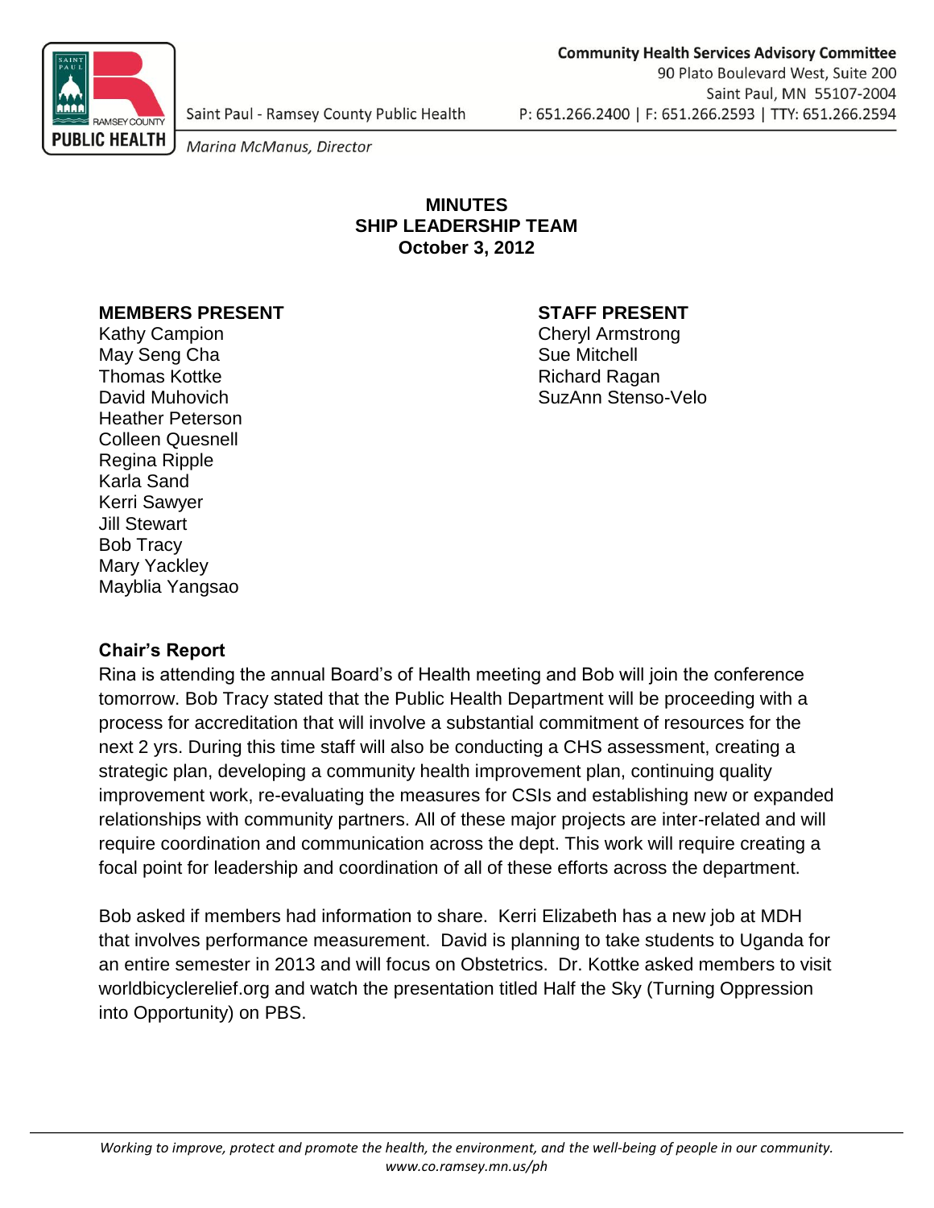Saint Paul - Ramsey County Public Health

*Marina McManus, Director*

**Community Health Services Advisory Committee**
90 Plato Boulevard West, Suite 200
Saint Paul, MN 55107-2004
P: 651.266.2400 | F: 651.266.2593 | TTY: 651.266.2594

# MINUTES
# SHIP LEADERSHIP TEAM
# October 3, 2012

**MEMBERS PRESENT**
Kathy Campion
May Seng Cha
Thomas Kottke
David Muhovich
Heather Peterson
Colleen Quesnell
Regina Ripple
Karla Sand
Kerri Sawyer
Jill Stewart
Bob Tracy
Mary Yackley
Mayblia Yangsao

**STAFF PRESENT**
Cheryl Armstrong
Sue Mitchell
Richard Ragan
SuzAnn Stenso-Velo

## Chair's Report

Rina is attending the annual Board's of Health meeting and Bob will join the conference tomorrow. Bob Tracy stated that the Public Health Department will be proceeding with a process for accreditation that will involve a substantial commitment of resources for the next 2 yrs. During this time staff will also be conducting a CHS assessment, creating a strategic plan, developing a community health improvement plan, continuing quality improvement work, re-evaluating the measures for CSIs and establishing new or expanded relationships with community partners. All of these major projects are inter-related and will require coordination and communication across the dept. This work will require creating a focal point for leadership and coordination of all of these efforts across the department.

Bob asked if members had information to share. Kerri Elizabeth has a new job at MDH that involves performance measurement. David is planning to take students to Uganda for an entire semester in 2013 and will focus on Obstetrics. Dr. Kottke asked members to visit worldbicyclerelief.org and watch the presentation titled Half the Sky (Turning Oppression into Opportunity) on PBS.

*Working to improve, protect and promote the health, the environment, and the well-being of people in our community.*
*www.co.ramsey.mn.us/ph*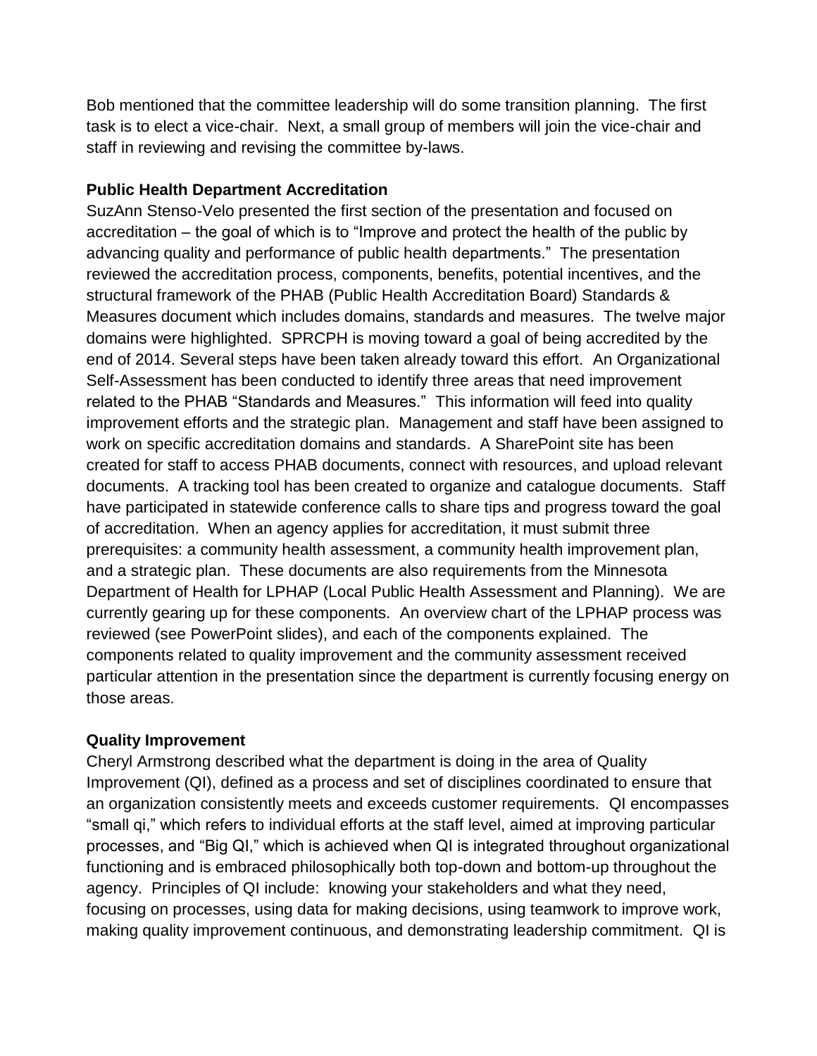Bob mentioned that the committee leadership will do some transition planning. The first task is to elect a vice-chair. Next, a small group of members will join the vice-chair and staff in reviewing and revising the committee by-laws.

**Public Health Department Accreditation**

SuzAnn Stenso-Velo presented the first section of the presentation and focused on accreditation – the goal of which is to "Improve and protect the health of the public by advancing quality and performance of public health departments." The presentation reviewed the accreditation process, components, benefits, potential incentives, and the structural framework of the PHAB (Public Health Accreditation Board) Standards & Measures document which includes domains, standards and measures. The twelve major domains were highlighted. SPRCPH is moving toward a goal of being accredited by the end of 2014. Several steps have been taken already toward this effort. An Organizational Self-Assessment has been conducted to identify three areas that need improvement related to the PHAB "Standards and Measures." This information will feed into quality improvement efforts and the strategic plan. Management and staff have been assigned to work on specific accreditation domains and standards. A SharePoint site has been created for staff to access PHAB documents, connect with resources, and upload relevant documents. A tracking tool has been created to organize and catalogue documents. Staff have participated in statewide conference calls to share tips and progress toward the goal of accreditation. When an agency applies for accreditation, it must submit three prerequisites: a community health assessment, a community health improvement plan, and a strategic plan. These documents are also requirements from the Minnesota Department of Health for LPHAP (Local Public Health Assessment and Planning). We are currently gearing up for these components. An overview chart of the LPHAP process was reviewed (see PowerPoint slides), and each of the components explained. The components related to quality improvement and the community assessment received particular attention in the presentation since the department is currently focusing energy on those areas.

**Quality Improvement**

Cheryl Armstrong described what the department is doing in the area of Quality Improvement (QI), defined as a process and set of disciplines coordinated to ensure that an organization consistently meets and exceeds customer requirements. QI encompasses "small qi," which refers to individual efforts at the staff level, aimed at improving particular processes, and "Big QI," which is achieved when QI is integrated throughout organizational functioning and is embraced philosophically both top-down and bottom-up throughout the agency. Principles of QI include: knowing your stakeholders and what they need, focusing on processes, using data for making decisions, using teamwork to improve work, making quality improvement continuous, and demonstrating leadership commitment. QI is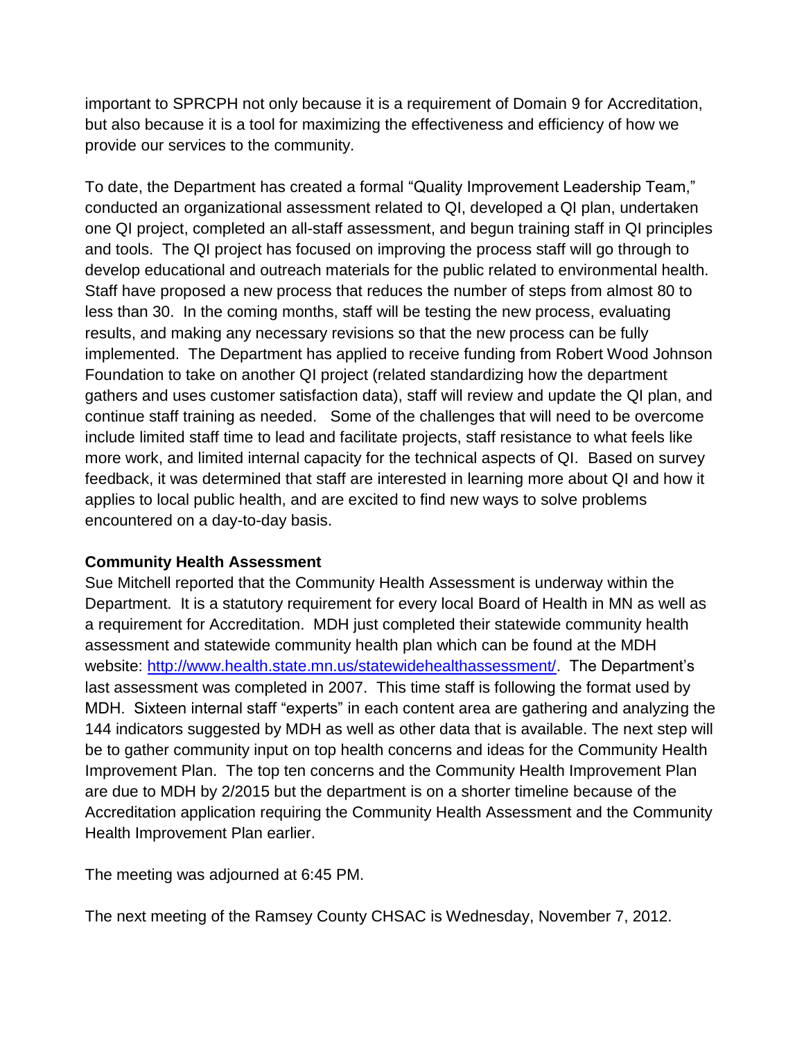important to SPRCPH not only because it is a requirement of Domain 9 for Accreditation, but also because it is a tool for maximizing the effectiveness and efficiency of how we provide our services to the community.

To date, the Department has created a formal "Quality Improvement Leadership Team," conducted an organizational assessment related to QI, developed a QI plan, undertaken one QI project, completed an all-staff assessment, and begun training staff in QI principles and tools. The QI project has focused on improving the process staff will go through to develop educational and outreach materials for the public related to environmental health. Staff have proposed a new process that reduces the number of steps from almost 80 to less than 30. In the coming months, staff will be testing the new process, evaluating results, and making any necessary revisions so that the new process can be fully implemented. The Department has applied to receive funding from Robert Wood Johnson Foundation to take on another QI project (related standardizing how the department gathers and uses customer satisfaction data), staff will review and update the QI plan, and continue staff training as needed. Some of the challenges that will need to be overcome include limited staff time to lead and facilitate projects, staff resistance to what feels like more work, and limited internal capacity for the technical aspects of QI. Based on survey feedback, it was determined that staff are interested in learning more about QI and how it applies to local public health, and are excited to find new ways to solve problems encountered on a day-to-day basis.

**Community Health Assessment**

Sue Mitchell reported that the Community Health Assessment is underway within the Department. It is a statutory requirement for every local Board of Health in MN as well as a requirement for Accreditation. MDH just completed their statewide community health assessment and statewide community health plan which can be found at the MDH website: [http://www.health.state.mn.us/statewidehealthassessment/](http://www.health.state.mn.us/statewidehealthassessment/). The Department's last assessment was completed in 2007. This time staff is following the format used by MDH. Sixteen internal staff "experts" in each content area are gathering and analyzing the 144 indicators suggested by MDH as well as other data that is available. The next step will be to gather community input on top health concerns and ideas for the Community Health Improvement Plan. The top ten concerns and the Community Health Improvement Plan are due to MDH by 2/2015 but the department is on a shorter timeline because of the Accreditation application requiring the Community Health Assessment and the Community Health Improvement Plan earlier.

The meeting was adjourned at 6:45 PM.

The next meeting of the Ramsey County CHSAC is Wednesday, November 7, 2012.